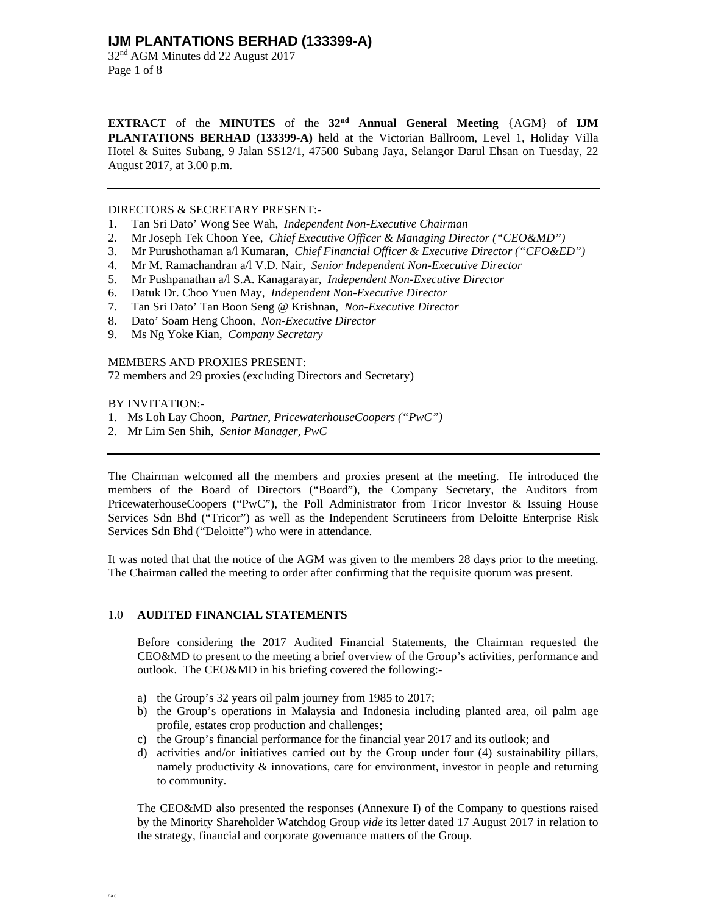**EXTRACT** of the **MINUTES** of the **32nd Annual General Meeting** {AGM} of **IJM PLANTATIONS BERHAD (133399-A)** held at the Victorian Ballroom, Level 1, Holiday Villa Hotel & Suites Subang, 9 Jalan SS12/1, 47500 Subang Jaya, Selangor Darul Ehsan on Tuesday, 22 August 2017, at 3.00 p.m.

---

DIRECTORS & SECRETARY PRESENT:-

1. Tan Sri Dato' Wong See Wah, *Independent Non-Executive Chairman*
2. Mr Joseph Tek Choon Yee, *Chief Executive Officer & Managing Director ("CEO&MD")*
3. Mr Purushothaman a/l Kumaran, *Chief Financial Officer & Executive Director ("CFO&ED")*
4. Mr M. Ramachandran a/l V.D. Nair, *Senior Independent Non-Executive Director*
5. Mr Pushpanathan a/l S.A. Kanagarayar, *Independent Non-Executive Director*
6. Datuk Dr. Choo Yuen May, *Independent Non-Executive Director*
7. Tan Sri Dato' Tan Boon Seng @ Krishnan, *Non-Executive Director*
8. Dato' Soam Heng Choon, *Non-Executive Director*
9. Ms Ng Yoke Kian, *Company Secretary*

MEMBERS AND PROXIES PRESENT:
72 members and 29 proxies (excluding Directors and Secretary)

BY INVITATION:-

1. Ms Loh Lay Choon, *Partner, PricewaterhouseCoopers ("PwC")*
2. Mr Lim Sen Shih, *Senior Manager, PwC*

---

The Chairman welcomed all the members and proxies present at the meeting. He introduced the members of the Board of Directors ("Board"), the Company Secretary, the Auditors from PricewaterhouseCoopers ("PwC"), the Poll Administrator from Tricor Investor & Issuing House Services Sdn Bhd ("Tricor") as well as the Independent Scrutineers from Deloitte Enterprise Risk Services Sdn Bhd ("Deloitte") who were in attendance.

It was noted that that the notice of the AGM was given to the members 28 days prior to the meeting. The Chairman called the meeting to order after confirming that the requisite quorum was present.

## 1.0 AUDITED FINANCIAL STATEMENTS

Before considering the 2017 Audited Financial Statements, the Chairman requested the CEO&MD to present to the meeting a brief overview of the Group's activities, performance and outlook. The CEO&MD in his briefing covered the following:-

a) the Group's 32 years oil palm journey from 1985 to 2017;
b) the Group's operations in Malaysia and Indonesia including planted area, oil palm age profile, estates crop production and challenges;
c) the Group's financial performance for the financial year 2017 and its outlook; and
d) activities and/or initiatives carried out by the Group under four (4) sustainability pillars, namely productivity & innovations, care for environment, investor in people and returning to community.

The CEO&MD also presented the responses (Annexure I) of the Company to questions raised by the Minority Shareholder Watchdog Group *vide* its letter dated 17 August 2017 in relation to the strategy, financial and corporate governance matters of the Group.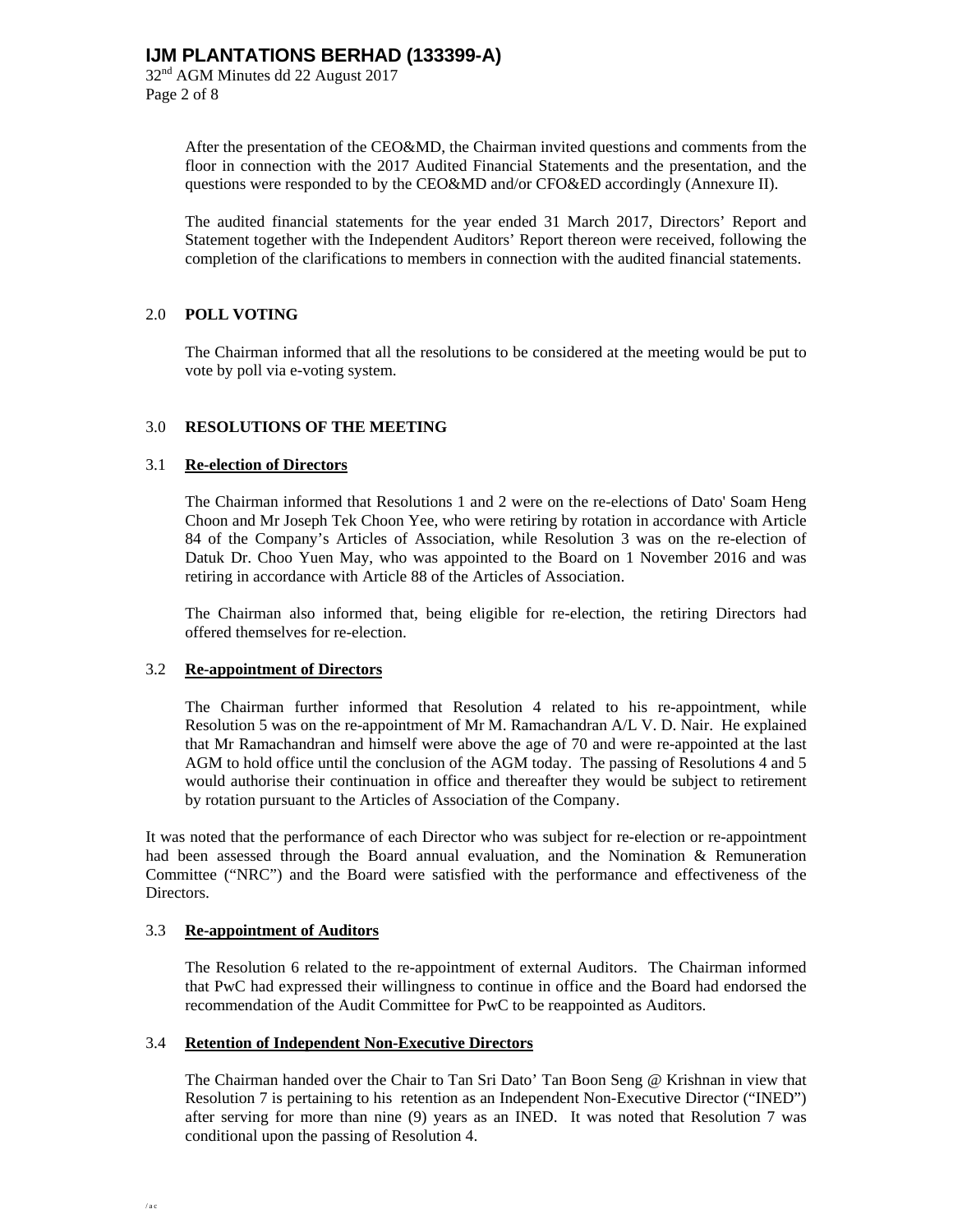After the presentation of the CEO&MD, the Chairman invited questions and comments from the floor in connection with the 2017 Audited Financial Statements and the presentation, and the questions were responded to by the CEO&MD and/or CFO&ED accordingly (Annexure II).

The audited financial statements for the year ended 31 March 2017, Directors' Report and Statement together with the Independent Auditors' Report thereon were received, following the completion of the clarifications to members in connection with the audited financial statements.

## 2.0 POLL VOTING

The Chairman informed that all the resolutions to be considered at the meeting would be put to vote by poll via e-voting system.

## 3.0 RESOLUTIONS OF THE MEETING

### 3.1 Re-election of Directors

The Chairman informed that Resolutions 1 and 2 were on the re-elections of Dato' Soam Heng Choon and Mr Joseph Tek Choon Yee, who were retiring by rotation in accordance with Article 84 of the Company's Articles of Association, while Resolution 3 was on the re-election of Datuk Dr. Choo Yuen May, who was appointed to the Board on 1 November 2016 and was retiring in accordance with Article 88 of the Articles of Association.

The Chairman also informed that, being eligible for re-election, the retiring Directors had offered themselves for re-election.

### 3.2 Re-appointment of Directors

The Chairman further informed that Resolution 4 related to his re-appointment, while Resolution 5 was on the re-appointment of Mr M. Ramachandran A/L V. D. Nair. He explained that Mr Ramachandran and himself were above the age of 70 and were re-appointed at the last AGM to hold office until the conclusion of the AGM today. The passing of Resolutions 4 and 5 would authorise their continuation in office and thereafter they would be subject to retirement by rotation pursuant to the Articles of Association of the Company.

It was noted that the performance of each Director who was subject for re-election or re-appointment had been assessed through the Board annual evaluation, and the Nomination & Remuneration Committee ("NRC") and the Board were satisfied with the performance and effectiveness of the Directors.

### 3.3 Re-appointment of Auditors

The Resolution 6 related to the re-appointment of external Auditors. The Chairman informed that PwC had expressed their willingness to continue in office and the Board had endorsed the recommendation of the Audit Committee for PwC to be reappointed as Auditors.

### 3.4 Retention of Independent Non-Executive Directors

The Chairman handed over the Chair to Tan Sri Dato' Tan Boon Seng @ Krishnan in view that Resolution 7 is pertaining to his retention as an Independent Non-Executive Director ("INED") after serving for more than nine (9) years as an INED. It was noted that Resolution 7 was conditional upon the passing of Resolution 4.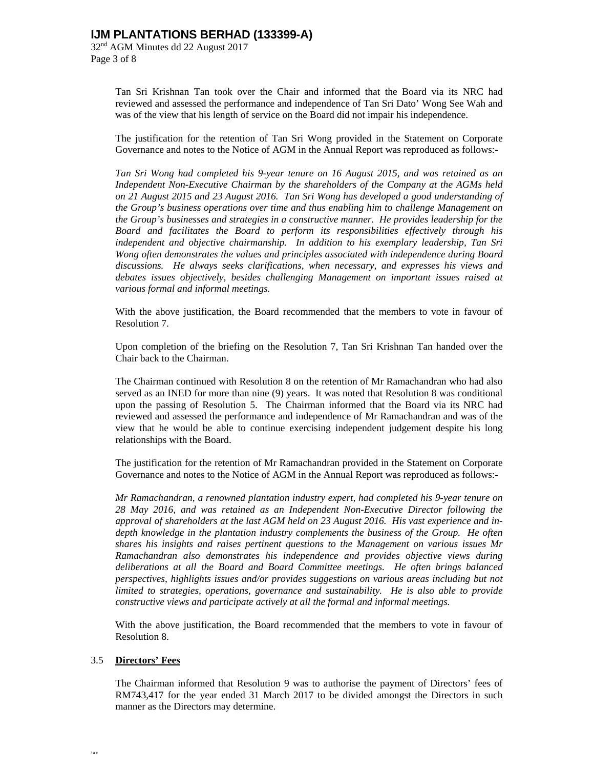Tan Sri Krishnan Tan took over the Chair and informed that the Board via its NRC had reviewed and assessed the performance and independence of Tan Sri Dato' Wong See Wah and was of the view that his length of service on the Board did not impair his independence.

The justification for the retention of Tan Sri Wong provided in the Statement on Corporate Governance and notes to the Notice of AGM in the Annual Report was reproduced as follows:-

*Tan Sri Wong had completed his 9-year tenure on 16 August 2015, and was retained as an Independent Non-Executive Chairman by the shareholders of the Company at the AGMs held on 21 August 2015 and 23 August 2016. Tan Sri Wong has developed a good understanding of the Group's business operations over time and thus enabling him to challenge Management on the Group's businesses and strategies in a constructive manner. He provides leadership for the Board and facilitates the Board to perform its responsibilities effectively through his independent and objective chairmanship. In addition to his exemplary leadership, Tan Sri Wong often demonstrates the values and principles associated with independence during Board discussions. He always seeks clarifications, when necessary, and expresses his views and debates issues objectively, besides challenging Management on important issues raised at various formal and informal meetings.*

With the above justification, the Board recommended that the members to vote in favour of Resolution 7.

Upon completion of the briefing on the Resolution 7, Tan Sri Krishnan Tan handed over the Chair back to the Chairman.

The Chairman continued with Resolution 8 on the retention of Mr Ramachandran who had also served as an INED for more than nine (9) years. It was noted that Resolution 8 was conditional upon the passing of Resolution 5. The Chairman informed that the Board via its NRC had reviewed and assessed the performance and independence of Mr Ramachandran and was of the view that he would be able to continue exercising independent judgement despite his long relationships with the Board.

The justification for the retention of Mr Ramachandran provided in the Statement on Corporate Governance and notes to the Notice of AGM in the Annual Report was reproduced as follows:-

*Mr Ramachandran, a renowned plantation industry expert, had completed his 9-year tenure on 28 May 2016, and was retained as an Independent Non-Executive Director following the approval of shareholders at the last AGM held on 23 August 2016. His vast experience and in-depth knowledge in the plantation industry complements the business of the Group. He often shares his insights and raises pertinent questions to the Management on various issues Mr Ramachandran also demonstrates his independence and provides objective views during deliberations at all the Board and Board Committee meetings. He often brings balanced perspectives, highlights issues and/or provides suggestions on various areas including but not limited to strategies, operations, governance and sustainability. He is also able to provide constructive views and participate actively at all the formal and informal meetings.*

With the above justification, the Board recommended that the members to vote in favour of Resolution 8.

3.5 **<u>Directors' Fees</u>**

The Chairman informed that Resolution 9 was to authorise the payment of Directors' fees of RM743,417 for the year ended 31 March 2017 to be divided amongst the Directors in such manner as the Directors may determine.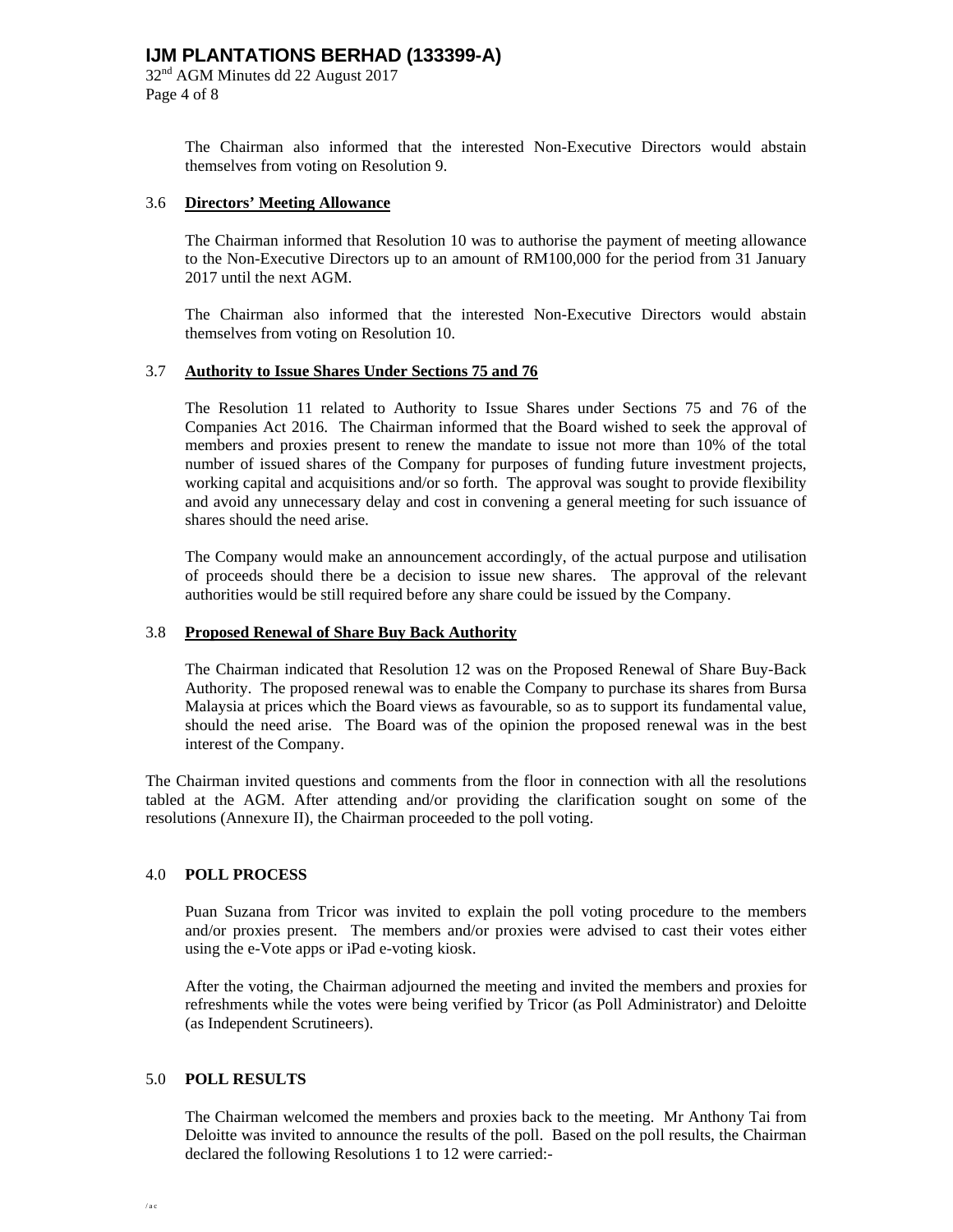The Chairman also informed that the interested Non-Executive Directors would abstain themselves from voting on Resolution 9.

### 3.6 Directors' Meeting Allowance

The Chairman informed that Resolution 10 was to authorise the payment of meeting allowance to the Non-Executive Directors up to an amount of RM100,000 for the period from 31 January 2017 until the next AGM.

The Chairman also informed that the interested Non-Executive Directors would abstain themselves from voting on Resolution 10.

### 3.7 Authority to Issue Shares Under Sections 75 and 76

The Resolution 11 related to Authority to Issue Shares under Sections 75 and 76 of the Companies Act 2016. The Chairman informed that the Board wished to seek the approval of members and proxies present to renew the mandate to issue not more than 10% of the total number of issued shares of the Company for purposes of funding future investment projects, working capital and acquisitions and/or so forth. The approval was sought to provide flexibility and avoid any unnecessary delay and cost in convening a general meeting for such issuance of shares should the need arise.

The Company would make an announcement accordingly, of the actual purpose and utilisation of proceeds should there be a decision to issue new shares. The approval of the relevant authorities would be still required before any share could be issued by the Company.

### 3.8 Proposed Renewal of Share Buy Back Authority

The Chairman indicated that Resolution 12 was on the Proposed Renewal of Share Buy-Back Authority. The proposed renewal was to enable the Company to purchase its shares from Bursa Malaysia at prices which the Board views as favourable, so as to support its fundamental value, should the need arise. The Board was of the opinion the proposed renewal was in the best interest of the Company.

The Chairman invited questions and comments from the floor in connection with all the resolutions tabled at the AGM. After attending and/or providing the clarification sought on some of the resolutions (Annexure II), the Chairman proceeded to the poll voting.

## 4.0 POLL PROCESS

Puan Suzana from Tricor was invited to explain the poll voting procedure to the members and/or proxies present. The members and/or proxies were advised to cast their votes either using the e-Vote apps or iPad e-voting kiosk.

After the voting, the Chairman adjourned the meeting and invited the members and proxies for refreshments while the votes were being verified by Tricor (as Poll Administrator) and Deloitte (as Independent Scrutineers).

## 5.0 POLL RESULTS

The Chairman welcomed the members and proxies back to the meeting. Mr Anthony Tai from Deloitte was invited to announce the results of the poll. Based on the poll results, the Chairman declared the following Resolutions 1 to 12 were carried:-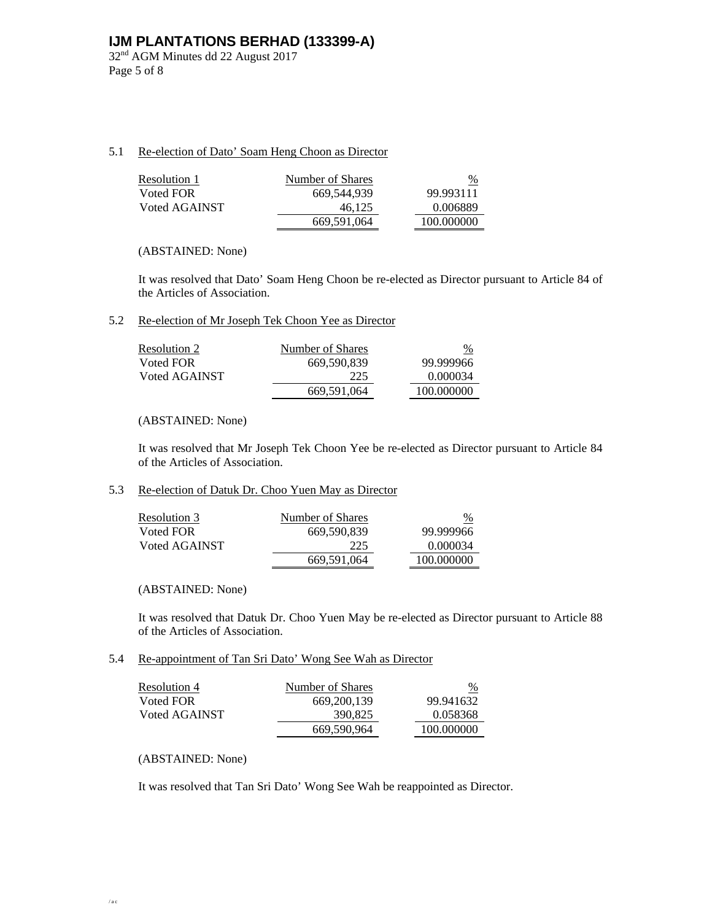### 5.1 Re-election of Dato' Soam Heng Choon as Director

| Resolution 1 | Number of Shares | % |
|---|---|---|
| Voted FOR | 669,544,939 | 99.993111 |
| Voted AGAINST | 46,125 | 0.006889 |
| | 669,591,064 | 100.000000 |

(ABSTAINED: None)

It was resolved that Dato' Soam Heng Choon be re-elected as Director pursuant to Article 84 of the Articles of Association.

### 5.2 Re-election of Mr Joseph Tek Choon Yee as Director

| Resolution 2 | Number of Shares | % |
|---|---|---|
| Voted FOR | 669,590,839 | 99.999966 |
| Voted AGAINST | 225 | 0.000034 |
| | 669,591,064 | 100.000000 |

(ABSTAINED: None)

It was resolved that Mr Joseph Tek Choon Yee be re-elected as Director pursuant to Article 84 of the Articles of Association.

### 5.3 Re-election of Datuk Dr. Choo Yuen May as Director

| Resolution 3 | Number of Shares | % |
|---|---|---|
| Voted FOR | 669,590,839 | 99.999966 |
| Voted AGAINST | 225 | 0.000034 |
| | 669,591,064 | 100.000000 |

(ABSTAINED: None)

It was resolved that Datuk Dr. Choo Yuen May be re-elected as Director pursuant to Article 88 of the Articles of Association.

### 5.4 Re-appointment of Tan Sri Dato' Wong See Wah as Director

| Resolution 4 | Number of Shares | % |
|---|---|---|
| Voted FOR | 669,200,139 | 99.941632 |
| Voted AGAINST | 390,825 | 0.058368 |
| | 669,590,964 | 100.000000 |

(ABSTAINED: None)

It was resolved that Tan Sri Dato' Wong See Wah be reappointed as Director.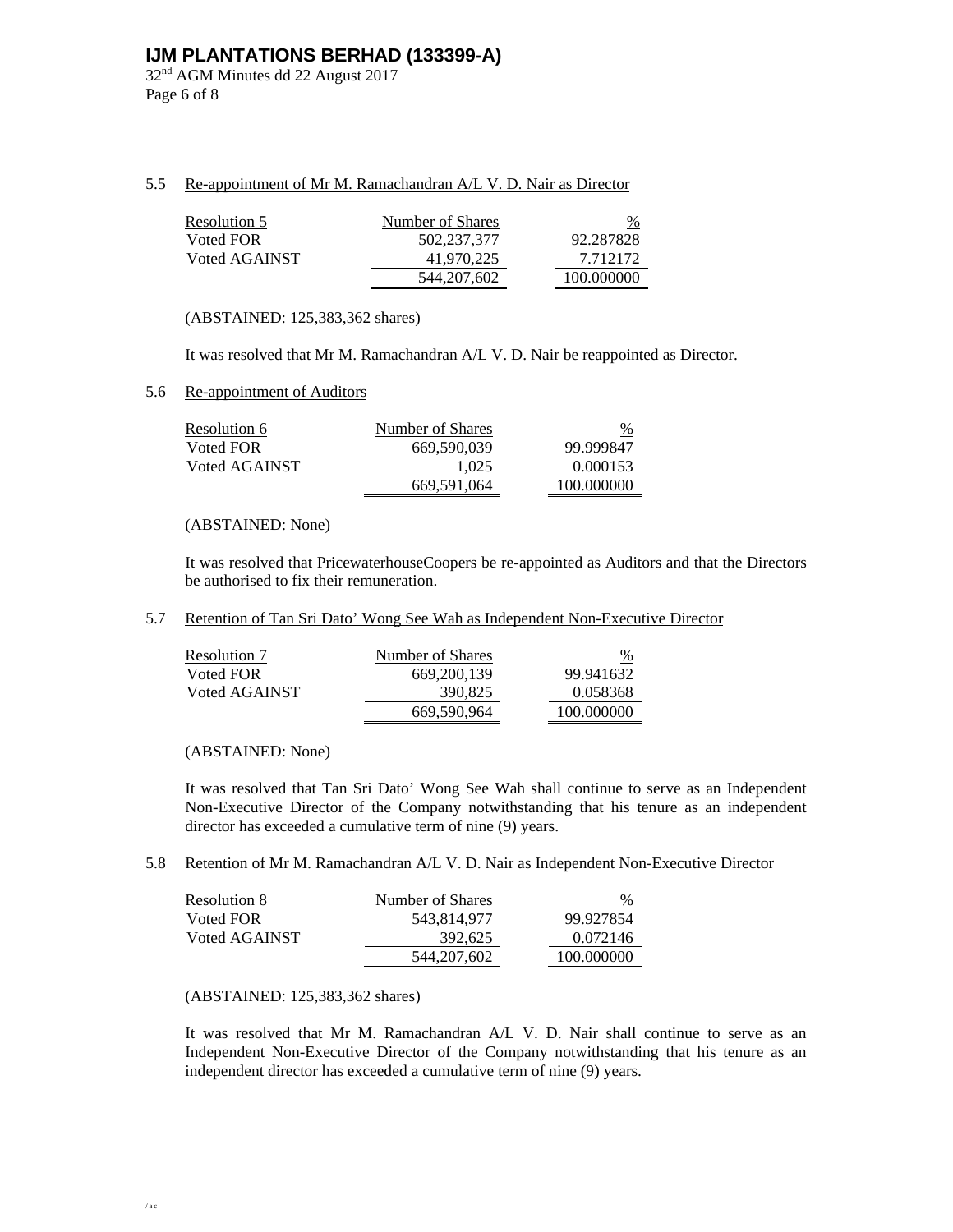### 5.5 Re-appointment of Mr M. Ramachandran A/L V. D. Nair as Director

| Resolution 5 | Number of Shares | % |
|---|---|---|
| Voted FOR | 502,237,377 | 92.287828 |
| Voted AGAINST | 41,970,225 | 7.712172 |
| | 544,207,602 | 100.000000 |

(ABSTAINED: 125,383,362 shares)

It was resolved that Mr M. Ramachandran A/L V. D. Nair be reappointed as Director.

### 5.6 Re-appointment of Auditors

| Resolution 6 | Number of Shares | % |
|---|---|---|
| Voted FOR | 669,590,039 | 99.999847 |
| Voted AGAINST | 1,025 | 0.000153 |
| | 669,591,064 | 100.000000 |

(ABSTAINED: None)

It was resolved that PricewaterhouseCoopers be re-appointed as Auditors and that the Directors be authorised to fix their remuneration.

### 5.7 Retention of Tan Sri Dato' Wong See Wah as Independent Non-Executive Director

| Resolution 7 | Number of Shares | % |
|---|---|---|
| Voted FOR | 669,200,139 | 99.941632 |
| Voted AGAINST | 390,825 | 0.058368 |
| | 669,590,964 | 100.000000 |

(ABSTAINED: None)

It was resolved that Tan Sri Dato' Wong See Wah shall continue to serve as an Independent Non-Executive Director of the Company notwithstanding that his tenure as an independent director has exceeded a cumulative term of nine (9) years.

### 5.8 Retention of Mr M. Ramachandran A/L V. D. Nair as Independent Non-Executive Director

| Resolution 8 | Number of Shares | % |
|---|---|---|
| Voted FOR | 543,814,977 | 99.927854 |
| Voted AGAINST | 392,625 | 0.072146 |
| | 544,207,602 | 100.000000 |

(ABSTAINED: 125,383,362 shares)

It was resolved that Mr M. Ramachandran A/L V. D. Nair shall continue to serve as an Independent Non-Executive Director of the Company notwithstanding that his tenure as an independent director has exceeded a cumulative term of nine (9) years.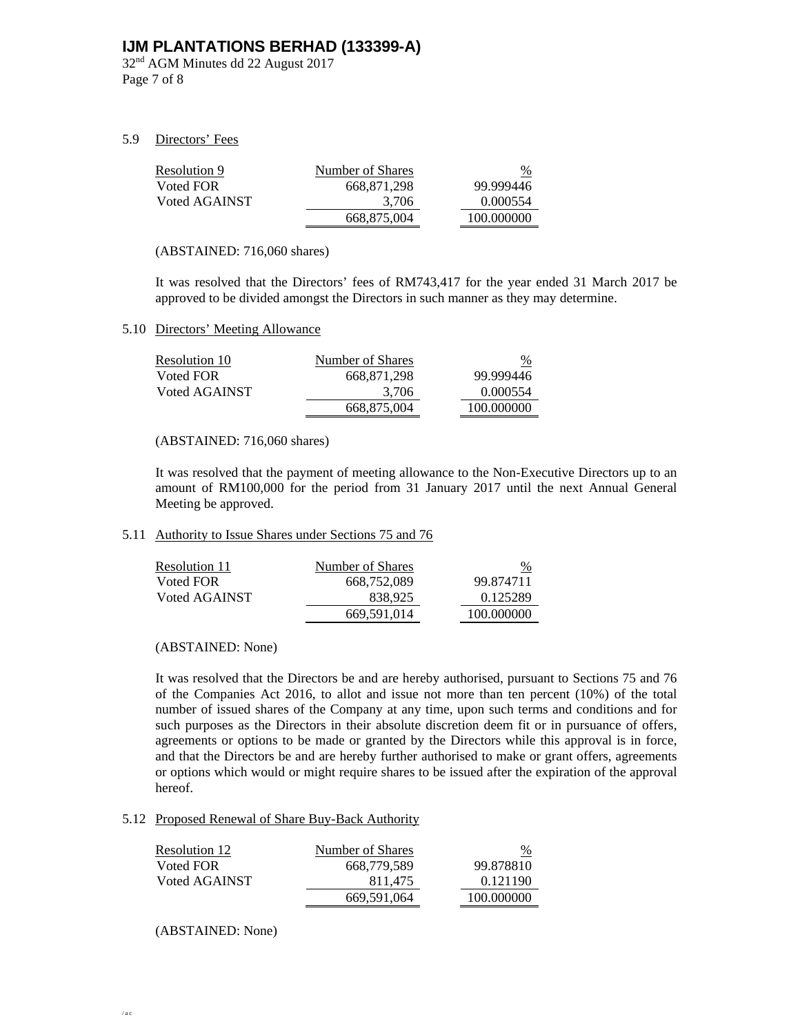5.9 Directors' Fees

| Resolution 9 | Number of Shares | % |
|---|---|---|
| Voted FOR | 668,871,298 | 99.999446 |
| Voted AGAINST | 3,706 | 0.000554 |
| | 668,875,004 | 100.000000 |

(ABSTAINED: 716,060 shares)

It was resolved that the Directors' fees of RM743,417 for the year ended 31 March 2017 be approved to be divided amongst the Directors in such manner as they may determine.

5.10 Directors' Meeting Allowance

| Resolution 10 | Number of Shares | % |
|---|---|---|
| Voted FOR | 668,871,298 | 99.999446 |
| Voted AGAINST | 3,706 | 0.000554 |
| | 668,875,004 | 100.000000 |

(ABSTAINED: 716,060 shares)

It was resolved that the payment of meeting allowance to the Non-Executive Directors up to an amount of RM100,000 for the period from 31 January 2017 until the next Annual General Meeting be approved.

5.11 Authority to Issue Shares under Sections 75 and 76

| Resolution 11 | Number of Shares | % |
|---|---|---|
| Voted FOR | 668,752,089 | 99.874711 |
| Voted AGAINST | 838,925 | 0.125289 |
| | 669,591,014 | 100.000000 |

(ABSTAINED: None)

It was resolved that the Directors be and are hereby authorised, pursuant to Sections 75 and 76 of the Companies Act 2016, to allot and issue not more than ten percent (10%) of the total number of issued shares of the Company at any time, upon such terms and conditions and for such purposes as the Directors in their absolute discretion deem fit or in pursuance of offers, agreements or options to be made or granted by the Directors while this approval is in force, and that the Directors be and are hereby further authorised to make or grant offers, agreements or options which would or might require shares to be issued after the expiration of the approval hereof.

5.12 Proposed Renewal of Share Buy-Back Authority

| Resolution 12 | Number of Shares | % |
|---|---|---|
| Voted FOR | 668,779,589 | 99.878810 |
| Voted AGAINST | 811,475 | 0.121190 |
| | 669,591,064 | 100.000000 |

(ABSTAINED: None)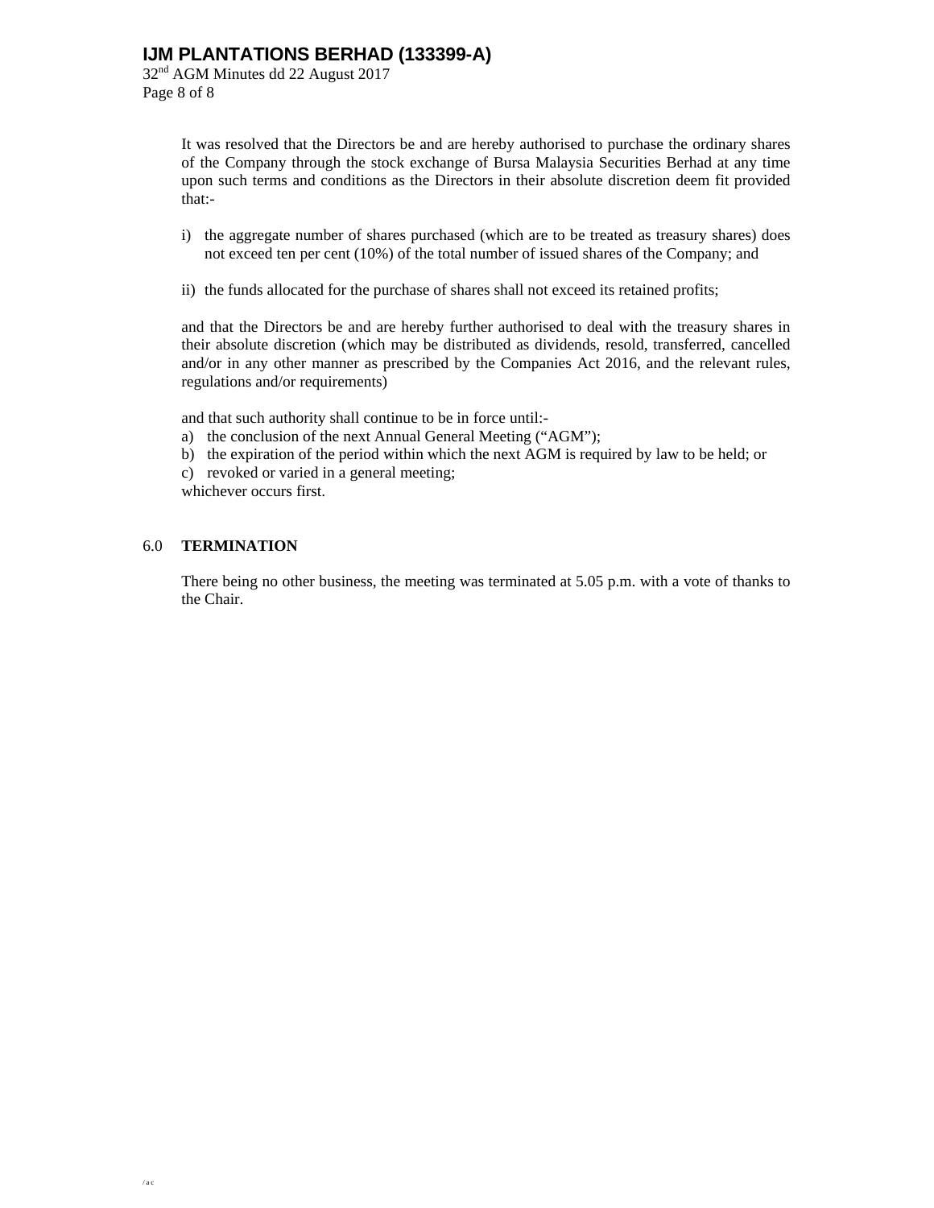It was resolved that the Directors be and are hereby authorised to purchase the ordinary shares of the Company through the stock exchange of Bursa Malaysia Securities Berhad at any time upon such terms and conditions as the Directors in their absolute discretion deem fit provided that:-

i) the aggregate number of shares purchased (which are to be treated as treasury shares) does not exceed ten per cent (10%) of the total number of issued shares of the Company; and

ii) the funds allocated for the purchase of shares shall not exceed its retained profits;

and that the Directors be and are hereby further authorised to deal with the treasury shares in their absolute discretion (which may be distributed as dividends, resold, transferred, cancelled and/or in any other manner as prescribed by the Companies Act 2016, and the relevant rules, regulations and/or requirements)

and that such authority shall continue to be in force until:-
a) the conclusion of the next Annual General Meeting ("AGM");
b) the expiration of the period within which the next AGM is required by law to be held; or
c) revoked or varied in a general meeting;
whichever occurs first.

## 6.0 TERMINATION

There being no other business, the meeting was terminated at 5.05 p.m. with a vote of thanks to the Chair.

/ac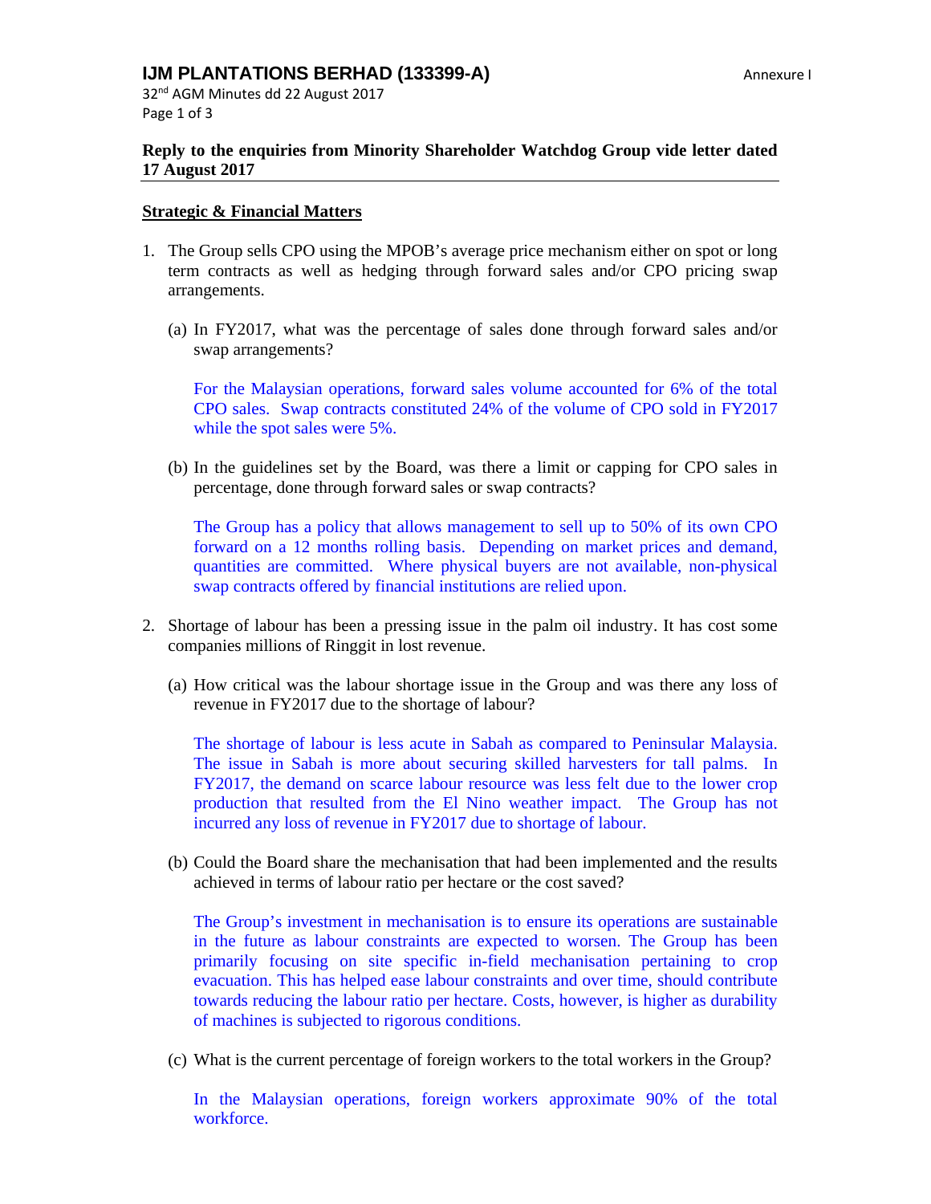**IJM PLANTATIONS BERHAD (133399-A)**

Annexure I

32nd AGM Minutes dd 22 August 2017

**Reply to the enquiries from Minority Shareholder Watchdog Group vide letter dated 17 August 2017**

**Strategic & Financial Matters**

1. The Group sells CPO using the MPOB's average price mechanism either on spot or long term contracts as well as hedging through forward sales and/or CPO pricing swap arrangements.

   (a) In FY2017, what was the percentage of sales done through forward sales and/or swap arrangements?

   For the Malaysian operations, forward sales volume accounted for 6% of the total CPO sales. Swap contracts constituted 24% of the volume of CPO sold in FY2017 while the spot sales were 5%.

   (b) In the guidelines set by the Board, was there a limit or capping for CPO sales in percentage, done through forward sales or swap contracts?

   The Group has a policy that allows management to sell up to 50% of its own CPO forward on a 12 months rolling basis. Depending on market prices and demand, quantities are committed. Where physical buyers are not available, non-physical swap contracts offered by financial institutions are relied upon.

2. Shortage of labour has been a pressing issue in the palm oil industry. It has cost some companies millions of Ringgit in lost revenue.

   (a) How critical was the labour shortage issue in the Group and was there any loss of revenue in FY2017 due to the shortage of labour?

   The shortage of labour is less acute in Sabah as compared to Peninsular Malaysia. The issue in Sabah is more about securing skilled harvesters for tall palms. In FY2017, the demand on scarce labour resource was less felt due to the lower crop production that resulted from the El Nino weather impact. The Group has not incurred any loss of revenue in FY2017 due to shortage of labour.

   (b) Could the Board share the mechanisation that had been implemented and the results achieved in terms of labour ratio per hectare or the cost saved?

   The Group's investment in mechanisation is to ensure its operations are sustainable in the future as labour constraints are expected to worsen. The Group has been primarily focusing on site specific in-field mechanisation pertaining to crop evacuation. This has helped ease labour constraints and over time, should contribute towards reducing the labour ratio per hectare. Costs, however, is higher as durability of machines is subjected to rigorous conditions.

   (c) What is the current percentage of foreign workers to the total workers in the Group?

   In the Malaysian operations, foreign workers approximate 90% of the total workforce.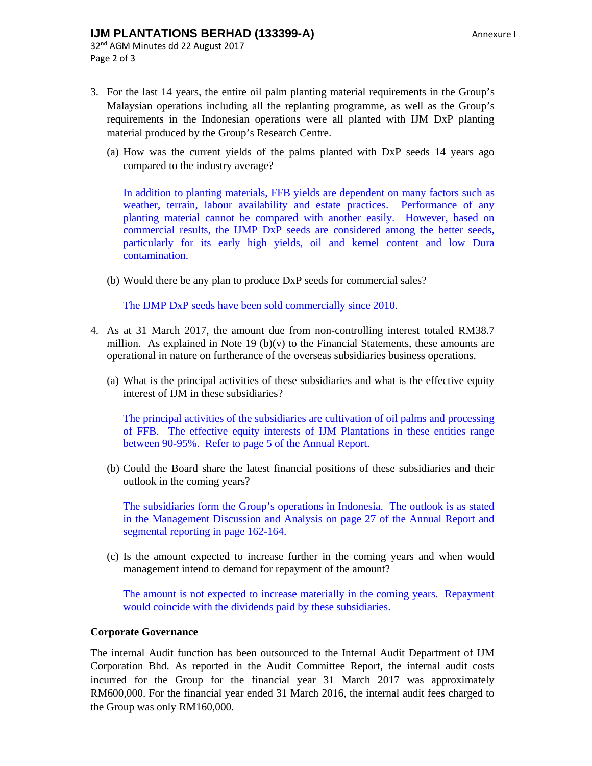3. For the last 14 years, the entire oil palm planting material requirements in the Group's Malaysian operations including all the replanting programme, as well as the Group's requirements in the Indonesian operations were all planted with IJM DxP planting material produced by the Group's Research Centre.

   (a) How was the current yields of the palms planted with DxP seeds 14 years ago compared to the industry average?

   In addition to planting materials, FFB yields are dependent on many factors such as weather, terrain, labour availability and estate practices. Performance of any planting material cannot be compared with another easily. However, based on commercial results, the IJMP DxP seeds are considered among the better seeds, particularly for its early high yields, oil and kernel content and low Dura contamination.

   (b) Would there be any plan to produce DxP seeds for commercial sales?

   The IJMP DxP seeds have been sold commercially since 2010.

4. As at 31 March 2017, the amount due from non-controlling interest totaled RM38.7 million. As explained in Note 19 (b)(v) to the Financial Statements, these amounts are operational in nature on furtherance of the overseas subsidiaries business operations.

   (a) What is the principal activities of these subsidiaries and what is the effective equity interest of IJM in these subsidiaries?

   The principal activities of the subsidiaries are cultivation of oil palms and processing of FFB. The effective equity interests of IJM Plantations in these entities range between 90-95%. Refer to page 5 of the Annual Report.

   (b) Could the Board share the latest financial positions of these subsidiaries and their outlook in the coming years?

   The subsidiaries form the Group's operations in Indonesia. The outlook is as stated in the Management Discussion and Analysis on page 27 of the Annual Report and segmental reporting in page 162-164.

   (c) Is the amount expected to increase further in the coming years and when would management intend to demand for repayment of the amount?

   The amount is not expected to increase materially in the coming years. Repayment would coincide with the dividends paid by these subsidiaries.

**Corporate Governance**

The internal Audit function has been outsourced to the Internal Audit Department of IJM Corporation Bhd. As reported in the Audit Committee Report, the internal audit costs incurred for the Group for the financial year 31 March 2017 was approximately RM600,000. For the financial year ended 31 March 2016, the internal audit fees charged to the Group was only RM160,000.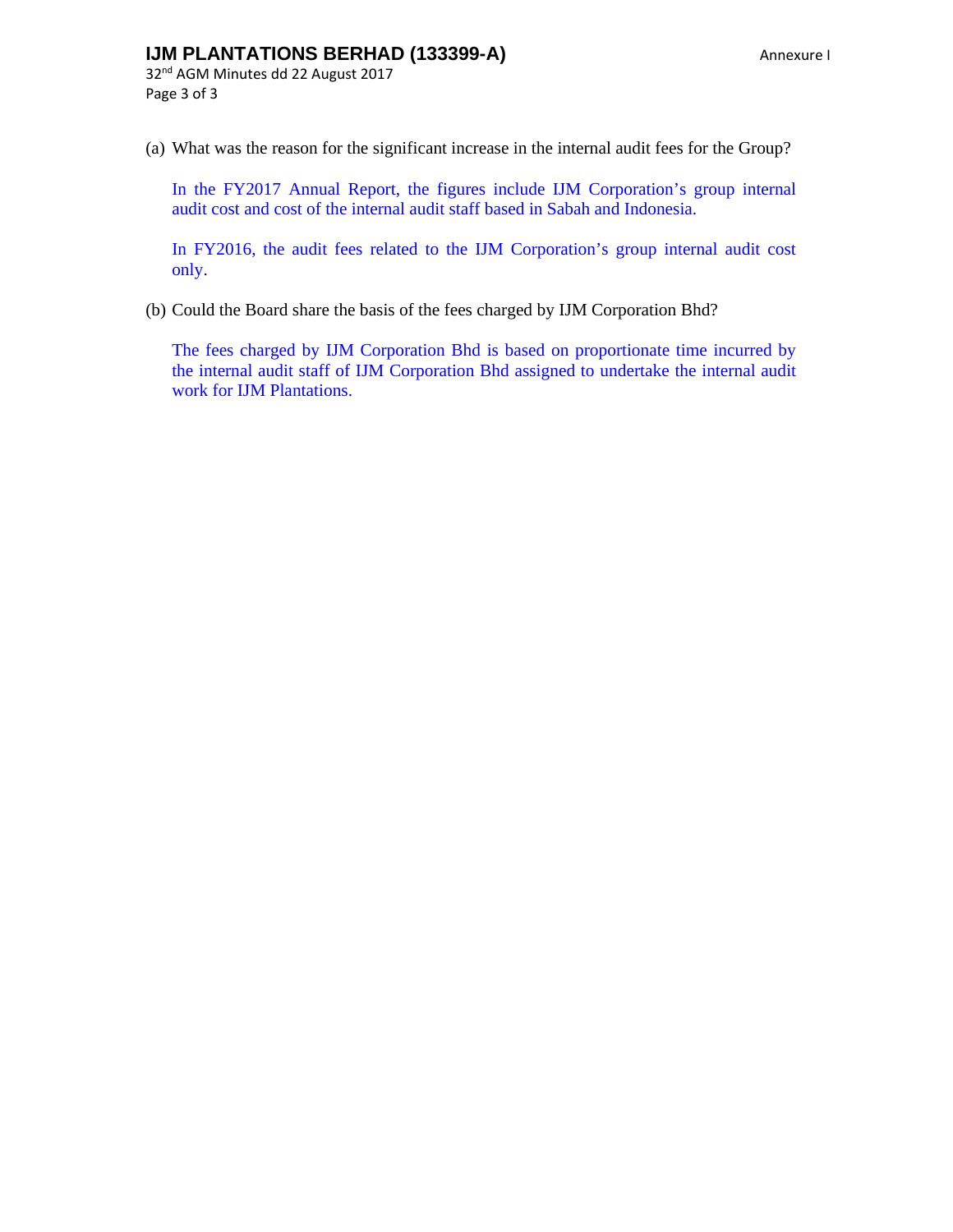(a) What was the reason for the significant increase in the internal audit fees for the Group?

In the FY2017 Annual Report, the figures include IJM Corporation's group internal audit cost and cost of the internal audit staff based in Sabah and Indonesia.

In FY2016, the audit fees related to the IJM Corporation's group internal audit cost only.

(b) Could the Board share the basis of the fees charged by IJM Corporation Bhd?

The fees charged by IJM Corporation Bhd is based on proportionate time incurred by the internal audit staff of IJM Corporation Bhd assigned to undertake the internal audit work for IJM Plantations.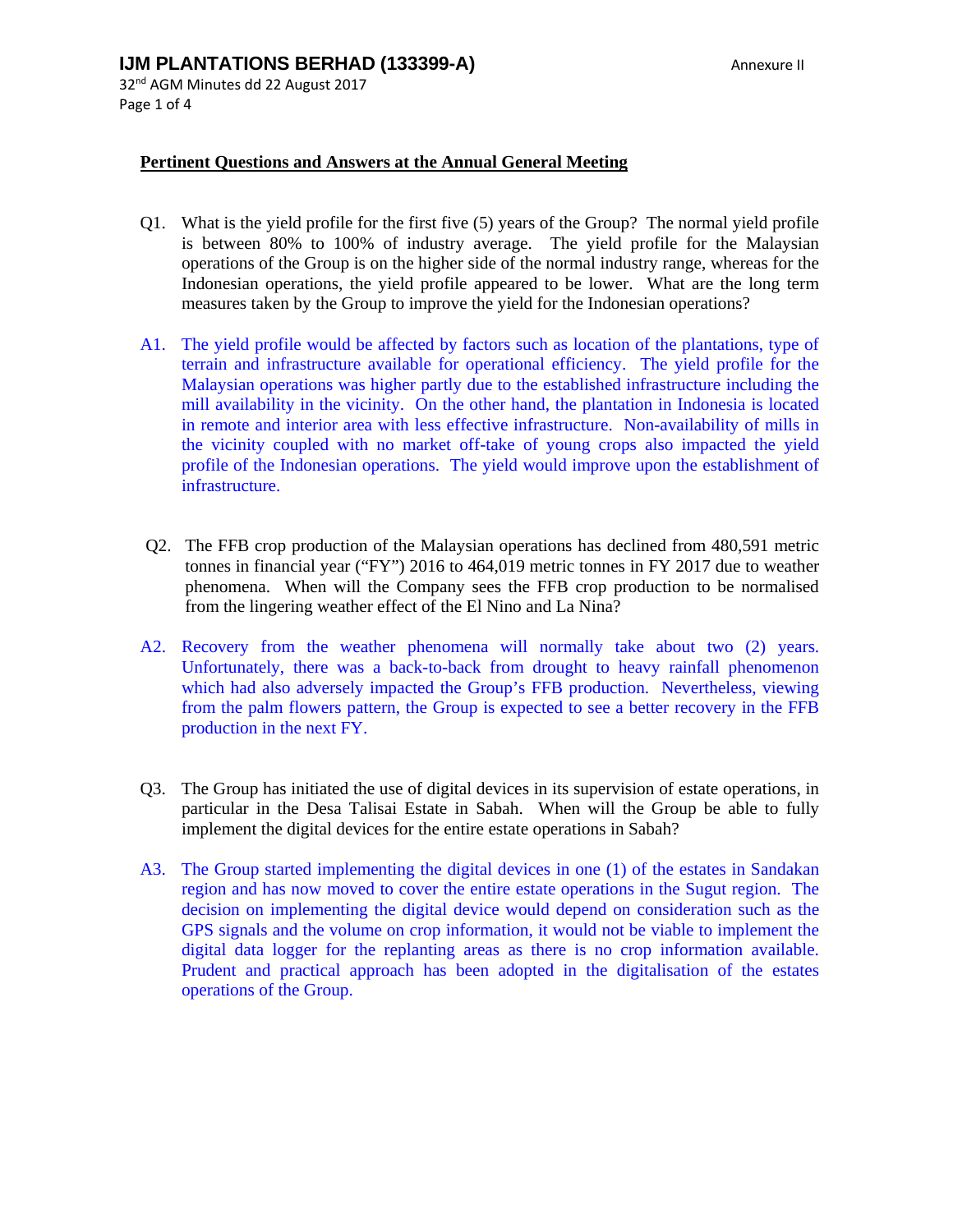**Pertinent Questions and Answers at the Annual General Meeting**

Q1. What is the yield profile for the first five (5) years of the Group? The normal yield profile is between 80% to 100% of industry average. The yield profile for the Malaysian operations of the Group is on the higher side of the normal industry range, whereas for the Indonesian operations, the yield profile appeared to be lower. What are the long term measures taken by the Group to improve the yield for the Indonesian operations?

A1. The yield profile would be affected by factors such as location of the plantations, type of terrain and infrastructure available for operational efficiency. The yield profile for the Malaysian operations was higher partly due to the established infrastructure including the mill availability in the vicinity. On the other hand, the plantation in Indonesia is located in remote and interior area with less effective infrastructure. Non-availability of mills in the vicinity coupled with no market off-take of young crops also impacted the yield profile of the Indonesian operations. The yield would improve upon the establishment of infrastructure.

Q2. The FFB crop production of the Malaysian operations has declined from 480,591 metric tonnes in financial year ("FY") 2016 to 464,019 metric tonnes in FY 2017 due to weather phenomena. When will the Company sees the FFB crop production to be normalised from the lingering weather effect of the El Nino and La Nina?

A2. Recovery from the weather phenomena will normally take about two (2) years. Unfortunately, there was a back-to-back from drought to heavy rainfall phenomenon which had also adversely impacted the Group's FFB production. Nevertheless, viewing from the palm flowers pattern, the Group is expected to see a better recovery in the FFB production in the next FY.

Q3. The Group has initiated the use of digital devices in its supervision of estate operations, in particular in the Desa Talisai Estate in Sabah. When will the Group be able to fully implement the digital devices for the entire estate operations in Sabah?

A3. The Group started implementing the digital devices in one (1) of the estates in Sandakan region and has now moved to cover the entire estate operations in the Sugut region. The decision on implementing the digital device would depend on consideration such as the GPS signals and the volume on crop information, it would not be viable to implement the digital data logger for the replanting areas as there is no crop information available. Prudent and practical approach has been adopted in the digitalisation of the estates operations of the Group.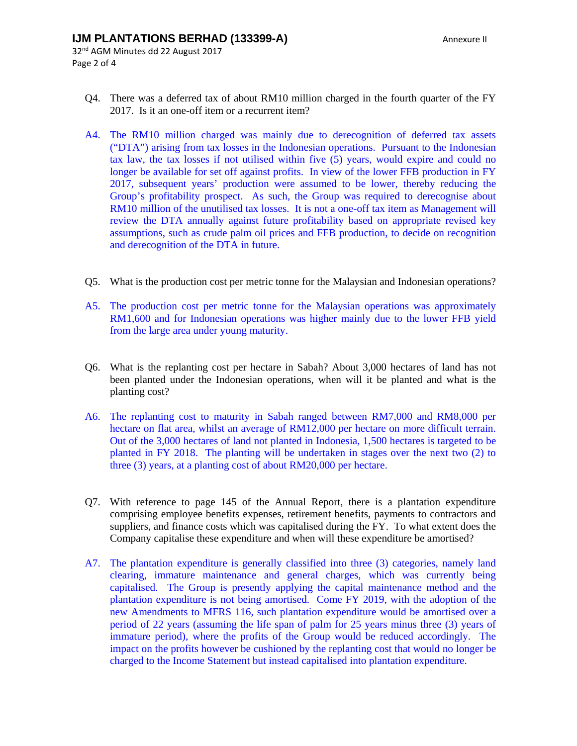Q4. There was a deferred tax of about RM10 million charged in the fourth quarter of the FY 2017. Is it an one-off item or a recurrent item?

A4. The RM10 million charged was mainly due to derecognition of deferred tax assets ("DTA") arising from tax losses in the Indonesian operations. Pursuant to the Indonesian tax law, the tax losses if not utilised within five (5) years, would expire and could no longer be available for set off against profits. In view of the lower FFB production in FY 2017, subsequent years' production were assumed to be lower, thereby reducing the Group's profitability prospect. As such, the Group was required to derecognise about RM10 million of the unutilised tax losses. It is not a one-off tax item as Management will review the DTA annually against future profitability based on appropriate revised key assumptions, such as crude palm oil prices and FFB production, to decide on recognition and derecognition of the DTA in future.

Q5. What is the production cost per metric tonne for the Malaysian and Indonesian operations?

A5. The production cost per metric tonne for the Malaysian operations was approximately RM1,600 and for Indonesian operations was higher mainly due to the lower FFB yield from the large area under young maturity.

Q6. What is the replanting cost per hectare in Sabah? About 3,000 hectares of land has not been planted under the Indonesian operations, when will it be planted and what is the planting cost?

A6. The replanting cost to maturity in Sabah ranged between RM7,000 and RM8,000 per hectare on flat area, whilst an average of RM12,000 per hectare on more difficult terrain. Out of the 3,000 hectares of land not planted in Indonesia, 1,500 hectares is targeted to be planted in FY 2018. The planting will be undertaken in stages over the next two (2) to three (3) years, at a planting cost of about RM20,000 per hectare.

Q7. With reference to page 145 of the Annual Report, there is a plantation expenditure comprising employee benefits expenses, retirement benefits, payments to contractors and suppliers, and finance costs which was capitalised during the FY. To what extent does the Company capitalise these expenditure and when will these expenditure be amortised?

A7. The plantation expenditure is generally classified into three (3) categories, namely land clearing, immature maintenance and general charges, which was currently being capitalised. The Group is presently applying the capital maintenance method and the plantation expenditure is not being amortised. Come FY 2019, with the adoption of the new Amendments to MFRS 116, such plantation expenditure would be amortised over a period of 22 years (assuming the life span of palm for 25 years minus three (3) years of immature period), where the profits of the Group would be reduced accordingly. The impact on the profits however be cushioned by the replanting cost that would no longer be charged to the Income Statement but instead capitalised into plantation expenditure.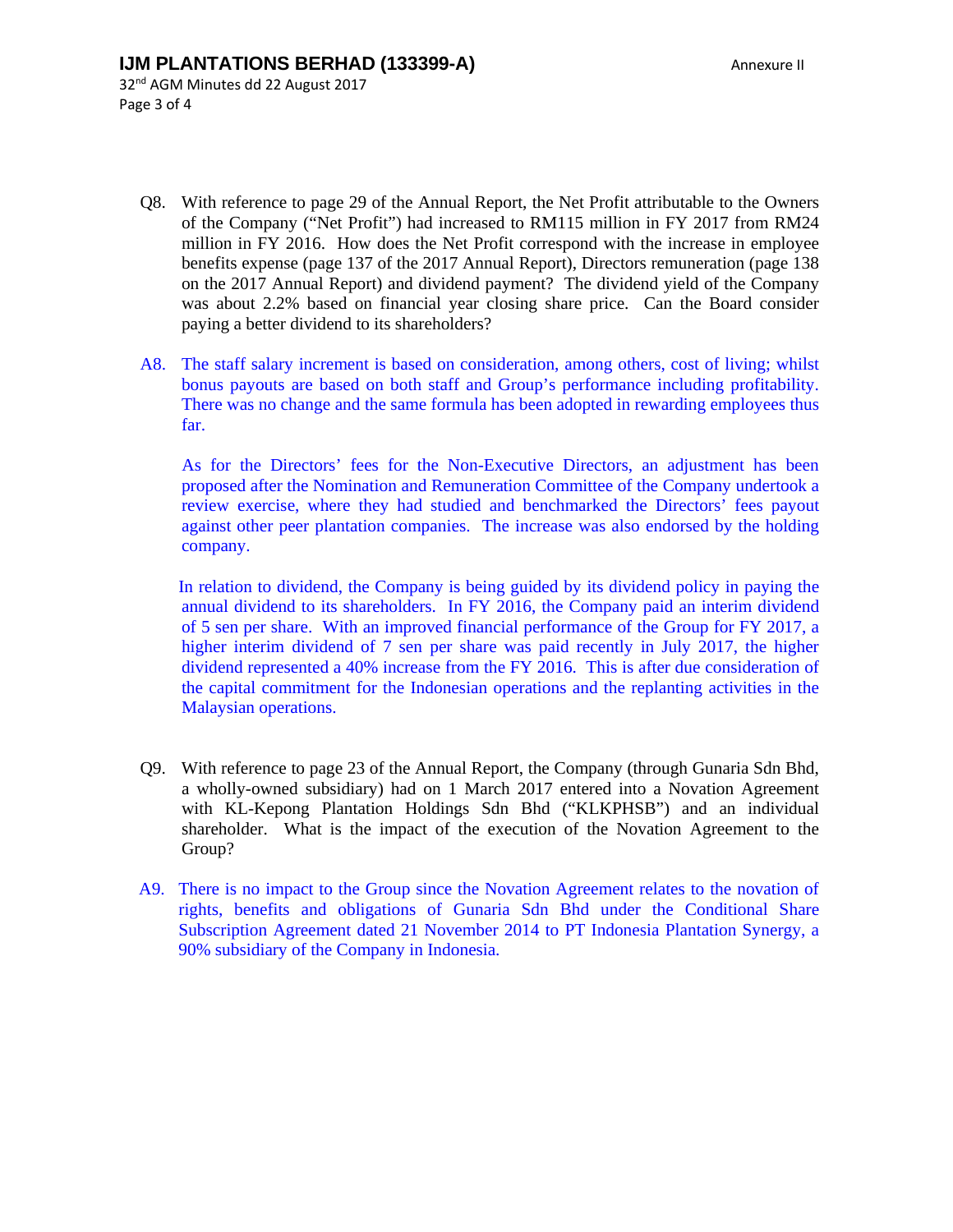Q8. With reference to page 29 of the Annual Report, the Net Profit attributable to the Owners of the Company ("Net Profit") had increased to RM115 million in FY 2017 from RM24 million in FY 2016. How does the Net Profit correspond with the increase in employee benefits expense (page 137 of the 2017 Annual Report), Directors remuneration (page 138 on the 2017 Annual Report) and dividend payment? The dividend yield of the Company was about 2.2% based on financial year closing share price. Can the Board consider paying a better dividend to its shareholders?

A8. The staff salary increment is based on consideration, among others, cost of living; whilst bonus payouts are based on both staff and Group's performance including profitability. There was no change and the same formula has been adopted in rewarding employees thus far.

As for the Directors' fees for the Non-Executive Directors, an adjustment has been proposed after the Nomination and Remuneration Committee of the Company undertook a review exercise, where they had studied and benchmarked the Directors' fees payout against other peer plantation companies. The increase was also endorsed by the holding company.

In relation to dividend, the Company is being guided by its dividend policy in paying the annual dividend to its shareholders. In FY 2016, the Company paid an interim dividend of 5 sen per share. With an improved financial performance of the Group for FY 2017, a higher interim dividend of 7 sen per share was paid recently in July 2017, the higher dividend represented a 40% increase from the FY 2016. This is after due consideration of the capital commitment for the Indonesian operations and the replanting activities in the Malaysian operations.

Q9. With reference to page 23 of the Annual Report, the Company (through Gunaria Sdn Bhd, a wholly-owned subsidiary) had on 1 March 2017 entered into a Novation Agreement with KL-Kepong Plantation Holdings Sdn Bhd ("KLKPHSB") and an individual shareholder. What is the impact of the execution of the Novation Agreement to the Group?

A9. There is no impact to the Group since the Novation Agreement relates to the novation of rights, benefits and obligations of Gunaria Sdn Bhd under the Conditional Share Subscription Agreement dated 21 November 2014 to PT Indonesia Plantation Synergy, a 90% subsidiary of the Company in Indonesia.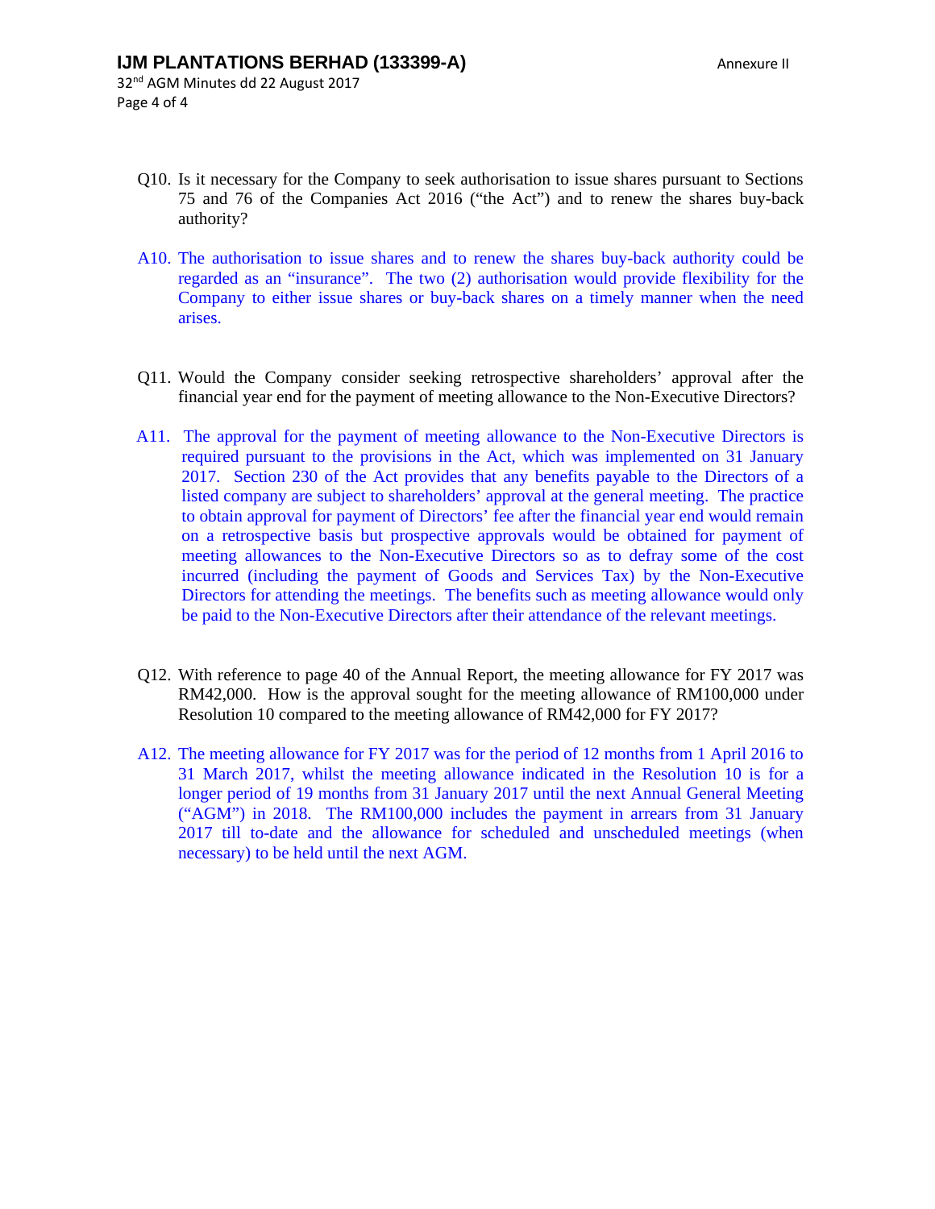Q10. Is it necessary for the Company to seek authorisation to issue shares pursuant to Sections 75 and 76 of the Companies Act 2016 ("the Act") and to renew the shares buy-back authority?

A10. The authorisation to issue shares and to renew the shares buy-back authority could be regarded as an "insurance". The two (2) authorisation would provide flexibility for the Company to either issue shares or buy-back shares on a timely manner when the need arises.

Q11. Would the Company consider seeking retrospective shareholders' approval after the financial year end for the payment of meeting allowance to the Non-Executive Directors?

A11. The approval for the payment of meeting allowance to the Non-Executive Directors is required pursuant to the provisions in the Act, which was implemented on 31 January 2017. Section 230 of the Act provides that any benefits payable to the Directors of a listed company are subject to shareholders' approval at the general meeting. The practice to obtain approval for payment of Directors' fee after the financial year end would remain on a retrospective basis but prospective approvals would be obtained for payment of meeting allowances to the Non-Executive Directors so as to defray some of the cost incurred (including the payment of Goods and Services Tax) by the Non-Executive Directors for attending the meetings. The benefits such as meeting allowance would only be paid to the Non-Executive Directors after their attendance of the relevant meetings.

Q12. With reference to page 40 of the Annual Report, the meeting allowance for FY 2017 was RM42,000. How is the approval sought for the meeting allowance of RM100,000 under Resolution 10 compared to the meeting allowance of RM42,000 for FY 2017?

A12. The meeting allowance for FY 2017 was for the period of 12 months from 1 April 2016 to 31 March 2017, whilst the meeting allowance indicated in the Resolution 10 is for a longer period of 19 months from 31 January 2017 until the next Annual General Meeting ("AGM") in 2018. The RM100,000 includes the payment in arrears from 31 January 2017 till to-date and the allowance for scheduled and unscheduled meetings (when necessary) to be held until the next AGM.